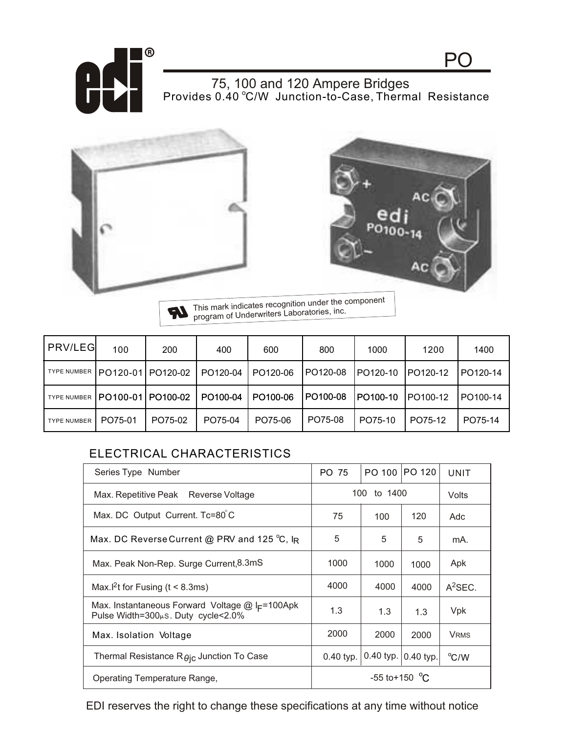# PO

## 75, 100 and 120 Ampere Bridges

Provides 0.40 °C/W Junction-to-Case, Thermal Resistance

This mark indicates recognition under the component program of Underwriters Laboratories, inc.

| PRV/LEG | 100 | 200 | 400 | 600 | 800 | 1000 | 1200 | 1400 |
|---|---|---|---|---|---|---|---|---|
| TYPE NUMBER | PO120-01 | PO120-02 | PO120-04 | PO120-06 | PO120-08 | PO120-10 | PO120-12 | PO120-14 |
| TYPE NUMBER | PO100-01 | PO100-02 | PO100-04 | PO100-06 | PO100-08 | PO100-10 | PO100-12 | PO100-14 |
| TYPE NUMBER | PO75-01 | PO75-02 | PO75-04 | PO75-06 | PO75-08 | PO75-10 | PO75-12 | PO75-14 |

## ELECTRICAL CHARACTERISTICS

| Series Type Number | PO 75 | PO 100 | PO 120 | UNIT |
|---|---|---|---|---|
| Max. Repetitive Peak Reverse Voltage | 100 to 1400 | | | Volts |
| Max. DC Output Current. Tc=80°C | 75 | 100 | 120 | Adc |
| Max. DC Reverse Current @ PRV and 125 °C, $I_R$ | 5 | 5 | 5 | mA. |
| Max. Peak Non-Rep. Surge Current, 8.3mS | 1000 | 1000 | 1000 | Apk |
| Max. $I^2t$ for Fusing (t < 8.3ms) | 4000 | 4000 | 4000 | $A^2$SEC. |
| Max. Instantaneous Forward Voltage @ $I_F$=100Apk Pulse Width=300µS. Duty cycle<2.0% | 1.3 | 1.3 | 1.3 | Vpk |
| Max. Isolation Voltage | 2000 | 2000 | 2000 | $V_{RMS}$ |
| Thermal Resistance $R_{\theta jc}$ Junction To Case | 0.40 typ. | 0.40 typ. | 0.40 typ. | °C/W |
| Operating Temperature Range, | -55 to+150 °C | | | |

EDI reserves the right to change these specifications at any time without notice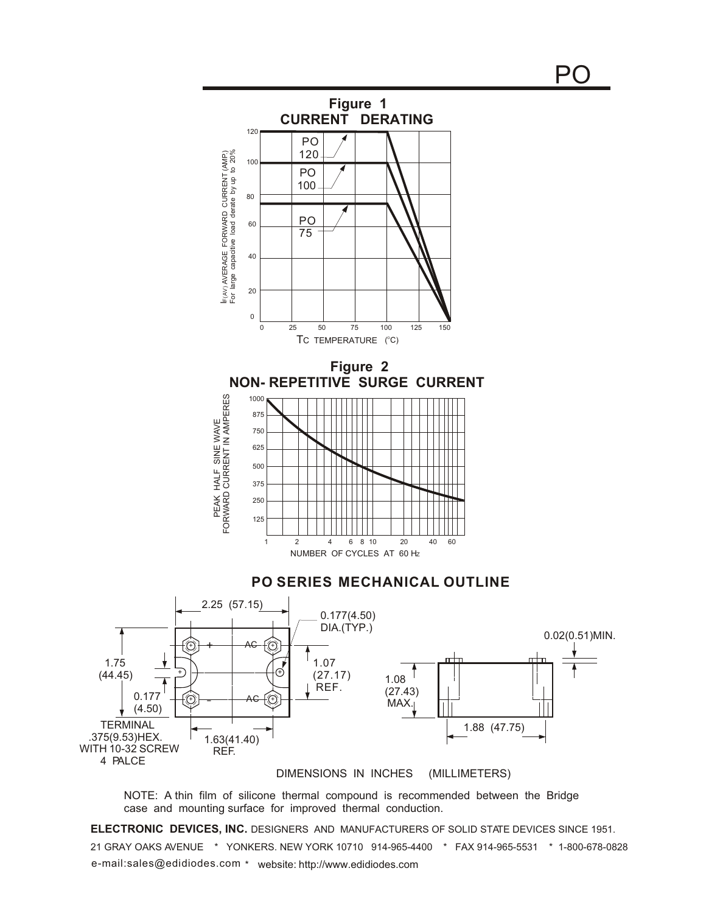PO

## Figure 1
## CURRENT DERATING

$I_{F(AV)}$ AVERAGE FORWARD CURRENT (AMP.)
For large capacitive load derate by up to 20%

120
100
80
60
40
20
0

PO 120
PO 100
PO 75

0 25 50 75 100 125 150

$T_C$ TEMPERATURE (°C)

## Figure 2
## NON- REPETITIVE SURGE CURRENT

PEAK HALF SINE WAVE FORWARD CURRENT IN AMPERES

1000
875
750
625
500
375
250
125

1 2 4 6 8 10 20 40 60

NUMBER OF CYCLES AT 60 Hz

## PO SERIES MECHANICAL OUTLINE

2.25 (57.15)

0.177(4.50) DIA.(TYP.)

0.02(0.51)MIN.

1.75 (44.45)

0.177 (4.50)

1.07 (27.17) REF.

1.08 (27.43) MAX.

+ AC − AC +

TERMINAL .375(9.53)HEX. WITH 10-32 SCREW 4 PALCE

1.63(41.40) REF.

1.88 (47.75)

DIMENSIONS IN INCHES (MILLIMETERS)

NOTE: A thin film of silicone thermal compound is recommended between the Bridge case and mounting surface for improved thermal conduction.

**ELECTRONIC DEVICES, INC.** DESIGNERS AND MANUFACTURERS OF SOLID STATE DEVICES SINCE 1951.

21 GRAY OAKS AVENUE * YONKERS. NEW YORK 10710 914-965-4400 * FAX 914-965-5531 * 1-800-678-0828

e-mail:sales@edidiodes.com * website: http://www.edidiodes.com